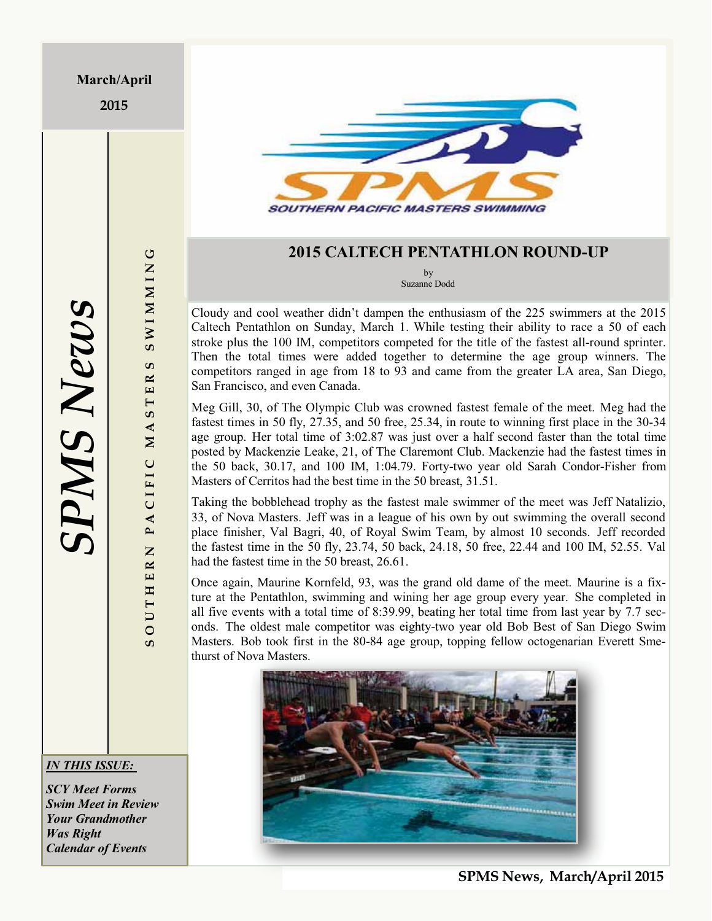March/April

2015

*SPMS News*

SOUTHERN PACIFIC MASTERS SWIMMING

SOUTHERN PACIFIC MASTERS SWIMMING

## 2015 CALTECH PENTATHLON ROUND-UP

by
Suzanne Dodd

Cloudy and cool weather didn't dampen the enthusiasm of the 225 swimmers at the 2015 Caltech Pentathlon on Sunday, March 1. While testing their ability to race a 50 of each stroke plus the 100 IM, competitors competed for the title of the fastest all-round sprinter. Then the total times were added together to determine the age group winners. The competitors ranged in age from 18 to 93 and came from the greater LA area, San Diego, San Francisco, and even Canada.

Meg Gill, 30, of The Olympic Club was crowned fastest female of the meet. Meg had the fastest times in 50 fly, 27.35, and 50 free, 25.34, in route to winning first place in the 30-34 age group. Her total time of 3:02.87 was just over a half second faster than the total time posted by Mackenzie Leake, 21, of The Claremont Club. Mackenzie had the fastest times in the 50 back, 30.17, and 100 IM, 1:04.79. Forty-two year old Sarah Condor-Fisher from Masters of Cerritos had the best time in the 50 breast, 31.51.

Taking the bobblehead trophy as the fastest male swimmer of the meet was Jeff Natalizio, 33, of Nova Masters. Jeff was in a league of his own by out swimming the overall second place finisher, Val Bagri, 40, of Royal Swim Team, by almost 10 seconds. Jeff recorded the fastest time in the 50 fly, 23.74, 50 back, 24.18, 50 free, 22.44 and 100 IM, 52.55. Val had the fastest time in the 50 breast, 26.61.

Once again, Maurine Kornfeld, 93, was the grand old dame of the meet. Maurine is a fixture at the Pentathlon, swimming and wining her age group every year. She completed in all five events with a total time of 8:39.99, beating her total time from last year by 7.7 seconds. The oldest male competitor was eighty-two year old Bob Best of San Diego Swim Masters. Bob took first in the 80-84 age group, topping fellow octogenarian Everett Smethurst of Nova Masters.

***IN THIS ISSUE:***

***SCY Meet Forms***
***Swim Meet in Review***
***Your Grandmother Was Right***
***Calendar of Events***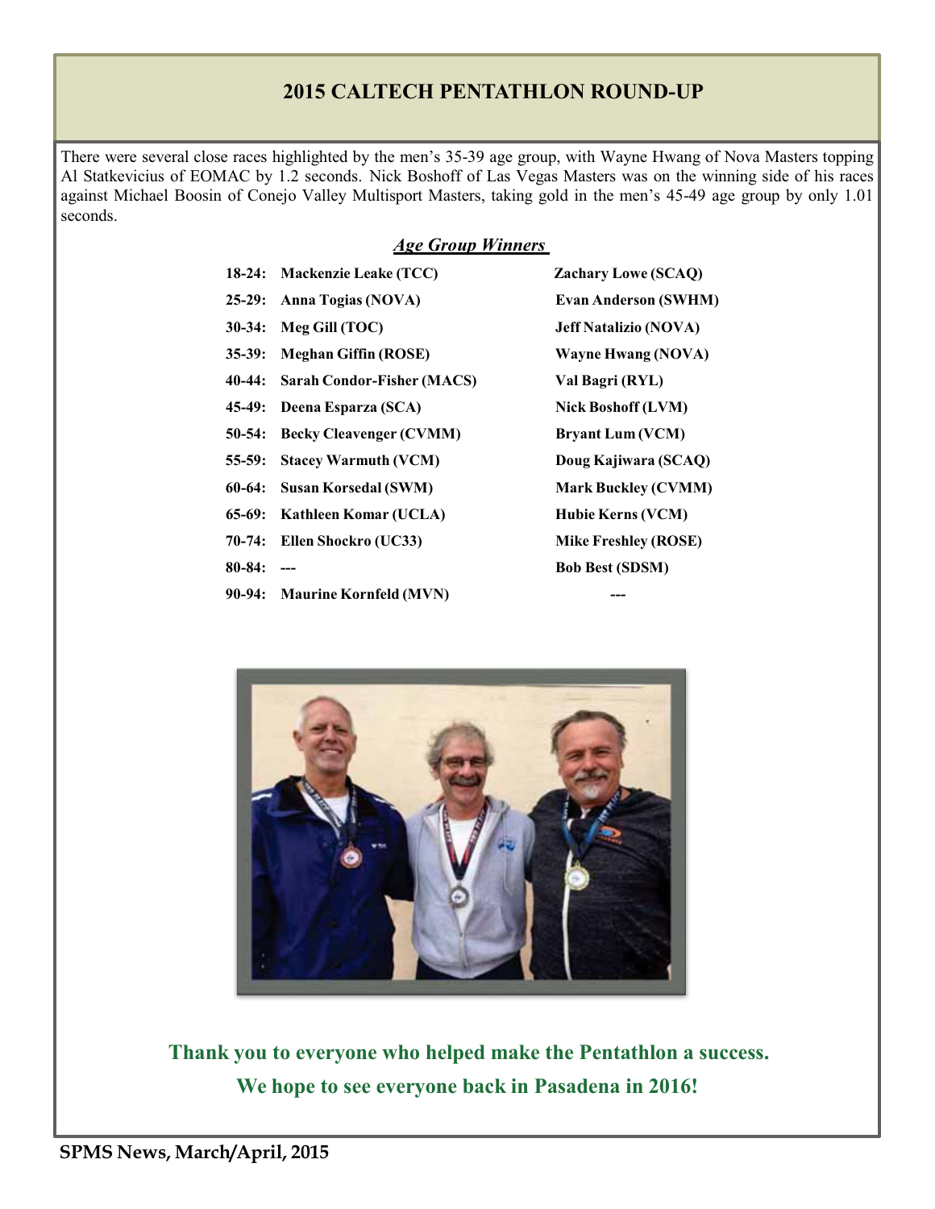## 2015 CALTECH PENTATHLON ROUND-UP

There were several close races highlighted by the men's 35-39 age group, with Wayne Hwang of Nova Masters topping Al Statkevicius of EOMAC by 1.2 seconds. Nick Boshoff of Las Vegas Masters was on the winning side of his races against Michael Boosin of Conejo Valley Multisport Masters, taking gold in the men's 45-49 age group by only 1.01 seconds.

### ***Age Group Winners***

| Age | Women | Men |
|---|---|---|
| **18-24:** | **Mackenzie Leake (TCC)** | **Zachary Lowe (SCAQ)** |
| **25-29:** | **Anna Togias (NOVA)** | **Evan Anderson (SWHM)** |
| **30-34:** | **Meg Gill (TOC)** | **Jeff Natalizio (NOVA)** |
| **35-39:** | **Meghan Giffin (ROSE)** | **Wayne Hwang (NOVA)** |
| **40-44:** | **Sarah Condor-Fisher (MACS)** | **Val Bagri (RYL)** |
| **45-49:** | **Deena Esparza (SCA)** | **Nick Boshoff (LVM)** |
| **50-54:** | **Becky Cleavenger (CVMM)** | **Bryant Lum (VCM)** |
| **55-59:** | **Stacey Warmuth (VCM)** | **Doug Kajiwara (SCAQ)** |
| **60-64:** | **Susan Korsedal (SWM)** | **Mark Buckley (CVMM)** |
| **65-69:** | **Kathleen Komar (UCLA)** | **Hubie Kerns (VCM)** |
| **70-74:** | **Ellen Shockro (UC33)** | **Mike Freshley (ROSE)** |
| **80-84:** | **---** | **Bob Best (SDSM)** |
| **90-94:** | **Maurine Kornfeld (MVN)** | **---** |

**Thank you to everyone who helped make the Pentathlon a success.**

**We hope to see everyone back in Pasadena in 2016!**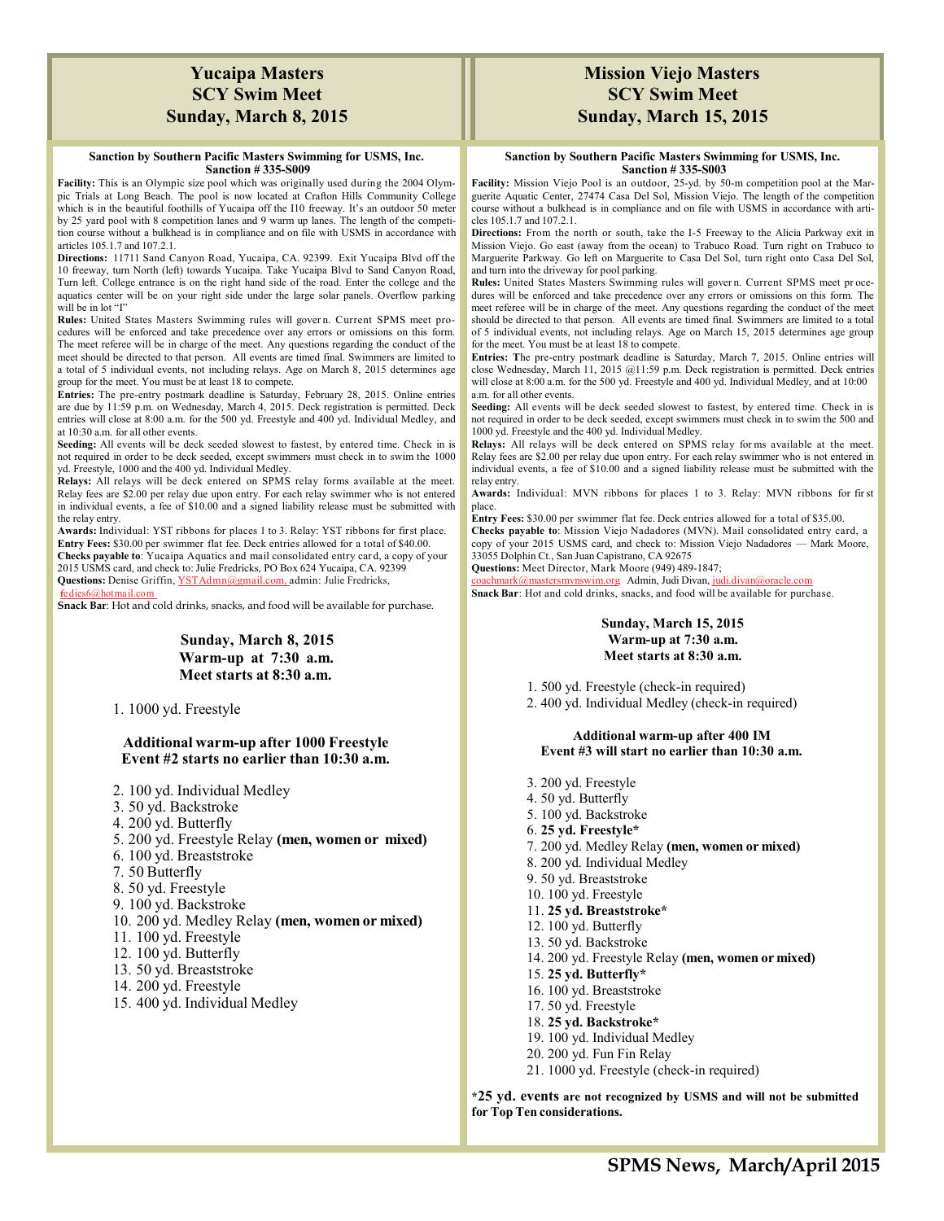# Yucaipa Masters SCY Swim Meet Sunday, March 8, 2015

**Sanction by Southern Pacific Masters Swimming for USMS, Inc. Sanction # 335-S009**

**Facility:** This is an Olympic size pool which was originally used during the 2004 Olympic Trials at Long Beach. The pool is now located at Crafton Hills Community College which is in the beautiful foothills of Yucaipa off the I10 freeway. It's an outdoor 50 meter by 25 yard pool with 8 competition lanes and 9 warm up lanes. The length of the competition course without a bulkhead is in compliance and on file with USMS in accordance with articles 105.1.7 and 107.2.1.

**Directions:** 11711 Sand Canyon Road, Yucaipa, CA. 92399. Exit Yucaipa Blvd off the 10 freeway, turn North (left) towards Yucaipa. Take Yucaipa Blvd to Sand Canyon Road, Turn left. College entrance is on the right hand side of the road. Enter the college and the aquatics center will be on your right side under the large solar panels. Overflow parking will be in lot "I"

**Rules:** United States Masters Swimming rules will govern. Current SPMS meet procedures will be enforced and take precedence over any errors or omissions on this form. The meet referee will be in charge of the meet. Any questions regarding the conduct of the meet should be directed to that person. All events are timed final. Swimmers are limited to a total of 5 individual events, not including relays. Age on March 8, 2015 determines age group for the meet. You must be at least 18 to compete.

**Entries:** The pre-entry postmark deadline is Saturday, February 28, 2015. Online entries are due by 11:59 p.m. on Wednesday, March 4, 2015. Deck registration is permitted. Deck entries will close at 8:00 a.m. for the 500 yd. Freestyle and 400 yd. Individual Medley, and at 10:30 a.m. for all other events.

**Seeding:** All events will be deck seeded slowest to fastest, by entered time. Check in is not required in order to be deck seeded, except swimmers must check in to swim the 1000 yd. Freestyle, 1000 and the 400 yd. Individual Medley.

**Relays:** All relays will be deck entered on SPMS relay forms available at the meet. Relay fees are $2.00 per relay due upon entry. For each relay swimmer who is not entered in individual events, a fee of $10.00 and a signed liability release must be submitted with the relay entry.

**Awards:** Individual: YST ribbons for places 1 to 3. Relay: YST ribbons for first place.

**Entry Fees:** $30.00 per swimmer flat fee. Deck entries allowed for a total of $40.00.

**Checks payable to**: Yucaipa Aquatics and mail consolidated entry card, a copy of your 2015 USMS card, and check to: Julie Fredricks, PO Box 624 Yucaipa, CA. 92399

**Questions:** Denise Griffin, YSTAdmn@gmail.com, admin: Julie Fredricks, fedies6@hotmail.com

**Snack Bar**: Hot and cold drinks, snacks, and food will be available for purchase.

**Sunday, March 8, 2015**
**Warm-up at 7:30 a.m.**
**Meet starts at 8:30 a.m.**

1. 1000 yd. Freestyle

**Additional warm-up after 1000 Freestyle**
**Event #2 starts no earlier than 10:30 a.m.**

2. 100 yd. Individual Medley
3. 50 yd. Backstroke
4. 200 yd. Butterfly
5. 200 yd. Freestyle Relay **(men, women or mixed)**
6. 100 yd. Breaststroke
7. 50 Butterfly
8. 50 yd. Freestyle
9. 100 yd. Backstroke
10. 200 yd. Medley Relay **(men, women or mixed)**
11. 100 yd. Freestyle
12. 100 yd. Butterfly
13. 50 yd. Breaststroke
14. 200 yd. Freestyle
15. 400 yd. Individual Medley

# Mission Viejo Masters SCY Swim Meet Sunday, March 15, 2015

**Sanction by Southern Pacific Masters Swimming for USMS, Inc. Sanction # 335-S003**

**Facility:** Mission Viejo Pool is an outdoor, 25-yd. by 50-m competition pool at the Marguerite Aquatic Center, 27474 Casa Del Sol, Mission Viejo. The length of the competition course without a bulkhead is in compliance and on file with USMS in accordance with articles 105.1.7 and 107.2.1.

**Directions:** From the north or south, take the I-5 Freeway to the Alicia Parkway exit in Mission Viejo. Go east (away from the ocean) to Trabuco Road. Turn right on Trabuco to Marguerite Parkway. Go left on Marguerite to Casa Del Sol, turn right onto Casa Del Sol, and turn into the driveway for pool parking.

**Rules:** United States Masters Swimming rules will govern. Current SPMS meet procedures will be enforced and take precedence over any errors or omissions on this form. The meet referee will be in charge of the meet. Any questions regarding the conduct of the meet should be directed to that person. All events are timed final. Swimmers are limited to a total of 5 individual events, not including relays. Age on March 15, 2015 determines age group for the meet. You must be at least 18 to compete.

**Entries:** The pre-entry postmark deadline is Saturday, March 7, 2015. Online entries will close Wednesday, March 11, 2015 @11:59 p.m. Deck registration is permitted. Deck entries will close at 8:00 a.m. for the 500 yd. Freestyle and 400 yd. Individual Medley, and at 10:00 a.m. for all other events.

**Seeding:** All events will be deck seeded slowest to fastest, by entered time. Check in is not required in order to be deck seeded, except swimmers must check in to swim the 500 and 1000 yd. Freestyle and the 400 yd. Individual Medley.

**Relays:** All relays will be deck entered on SPMS relay forms available at the meet. Relay fees are $2.00 per relay due upon entry. For each relay swimmer who is not entered in individual events, a fee of $10.00 and a signed liability release must be submitted with the relay entry.

**Awards:** Individual: MVN ribbons for places 1 to 3. Relay: MVN ribbons for first place.

**Entry Fees:** $30.00 per swimmer flat fee. Deck entries allowed for a total of $35.00.

**Checks payable to**: Mission Viejo Nadadores (MVN). Mail consolidated entry card, a copy of your 2015 USMS card, and check to: Mission Viejo Nadadores — Mark Moore, 33055 Dolphin Ct., San Juan Capistrano, CA 92675

**Questions:** Meet Director, Mark Moore (949) 489-1847; coachmark@mastersmvnswim.org Admin, Judi Divan, judi.divan@oracle.com

**Snack Bar**: Hot and cold drinks, snacks, and food will be available for purchase.

**Sunday, March 15, 2015**
**Warm-up at 7:30 a.m.**
**Meet starts at 8:30 a.m.**

1. 500 yd. Freestyle (check-in required)
2. 400 yd. Individual Medley (check-in required)

**Additional warm-up after 400 IM**
**Event #3 will start no earlier than 10:30 a.m.**

3. 200 yd. Freestyle
4. 50 yd. Butterfly
5. 100 yd. Backstroke
6. **25 yd. Freestyle***
7. 200 yd. Medley Relay **(men, women or mixed)**
8. 200 yd. Individual Medley
9. 50 yd. Breaststroke
10. 100 yd. Freestyle
11. **25 yd. Breaststroke***
12. 100 yd. Butterfly
13. 50 yd. Backstroke
14. 200 yd. Freestyle Relay **(men, women or mixed)**
15. **25 yd. Butterfly***
16. 100 yd. Breaststroke
17. 50 yd. Freestyle
18. **25 yd. Backstroke***
19. 100 yd. Individual Medley
20. 200 yd. Fun Fin Relay
21. 1000 yd. Freestyle (check-in required)

**\*25 yd. events are not recognized by USMS and will not be submitted for Top Ten considerations.**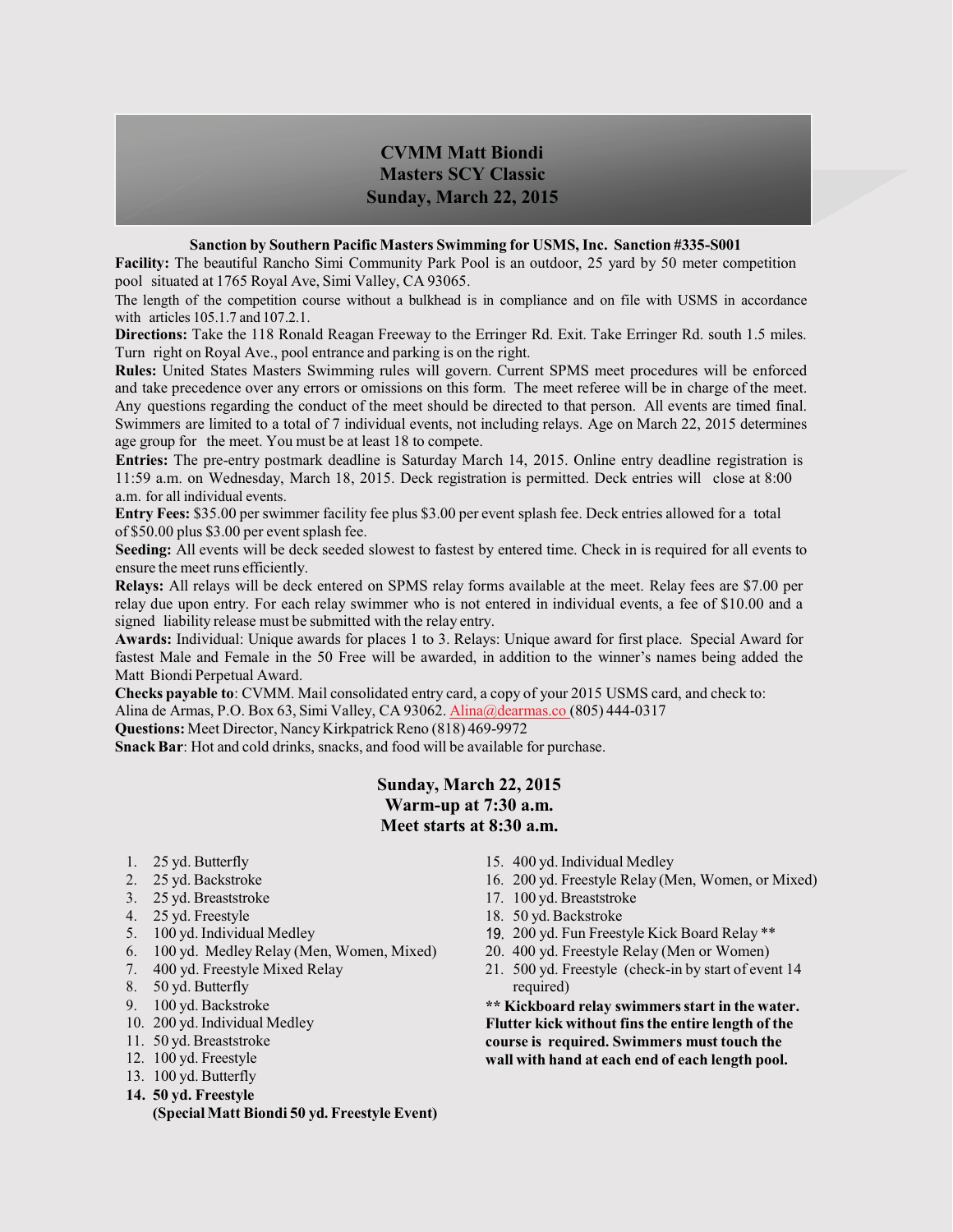# CVMM Matt Biondi
# Masters SCY Classic
# Sunday, March 22, 2015

**Sanction by Southern Pacific Masters Swimming for USMS, Inc. Sanction #335-S001**

**Facility:** The beautiful Rancho Simi Community Park Pool is an outdoor, 25 yard by 50 meter competition pool situated at 1765 Royal Ave, Simi Valley, CA 93065.

The length of the competition course without a bulkhead is in compliance and on file with USMS in accordance with articles 105.1.7 and 107.2.1.

**Directions:** Take the 118 Ronald Reagan Freeway to the Erringer Rd. Exit. Take Erringer Rd. south 1.5 miles. Turn right on Royal Ave., pool entrance and parking is on the right.

**Rules:** United States Masters Swimming rules will govern. Current SPMS meet procedures will be enforced and take precedence over any errors or omissions on this form. The meet referee will be in charge of the meet. Any questions regarding the conduct of the meet should be directed to that person. All events are timed final. Swimmers are limited to a total of 7 individual events, not including relays. Age on March 22, 2015 determines age group for the meet. You must be at least 18 to compete.

**Entries:** The pre-entry postmark deadline is Saturday March 14, 2015. Online entry deadline registration is 11:59 a.m. on Wednesday, March 18, 2015. Deck registration is permitted. Deck entries will close at 8:00 a.m. for all individual events.

**Entry Fees:** $35.00 per swimmer facility fee plus $3.00 per event splash fee. Deck entries allowed for a total of $50.00 plus $3.00 per event splash fee.

**Seeding:** All events will be deck seeded slowest to fastest by entered time. Check in is required for all events to ensure the meet runs efficiently.

**Relays:** All relays will be deck entered on SPMS relay forms available at the meet. Relay fees are $7.00 per relay due upon entry. For each relay swimmer who is not entered in individual events, a fee of $10.00 and a signed liability release must be submitted with the relay entry.

**Awards:** Individual: Unique awards for places 1 to 3. Relays: Unique award for first place. Special Award for fastest Male and Female in the 50 Free will be awarded, in addition to the winner's names being added the Matt Biondi Perpetual Award.

**Checks payable to**: CVMM. Mail consolidated entry card, a copy of your 2015 USMS card, and check to: Alina de Armas, P.O. Box 63, Simi Valley, CA 93062. Alina@dearmas.co (805) 444-0317

**Questions:** Meet Director, Nancy Kirkpatrick Reno (818) 469-9972

**Snack Bar**: Hot and cold drinks, snacks, and food will be available for purchase.

## Sunday, March 22, 2015
## Warm-up at 7:30 a.m.
## Meet starts at 8:30 a.m.

1. 25 yd. Butterfly
2. 25 yd. Backstroke
3. 25 yd. Breaststroke
4. 25 yd. Freestyle
5. 100 yd. Individual Medley
6. 100 yd. Medley Relay (Men, Women, Mixed)
7. 400 yd. Freestyle Mixed Relay
8. 50 yd. Butterfly
9. 100 yd. Backstroke
10. 200 yd. Individual Medley
11. 50 yd. Breaststroke
12. 100 yd. Freestyle
13. 100 yd. Butterfly
14. **50 yd. Freestyle (Special Matt Biondi 50 yd. Freestyle Event)**
15. 400 yd. Individual Medley
16. 200 yd. Freestyle Relay (Men, Women, or Mixed)
17. 100 yd. Breaststroke
18. 50 yd. Backstroke
19. 200 yd. Fun Freestyle Kick Board Relay **
20. 400 yd. Freestyle Relay (Men or Women)
21. 500 yd. Freestyle (check-in by start of event 14 required)

**** Kickboard relay swimmers start in the water. Flutter kick without fins the entire length of the course is required. Swimmers must touch the wall with hand at each end of each length pool.**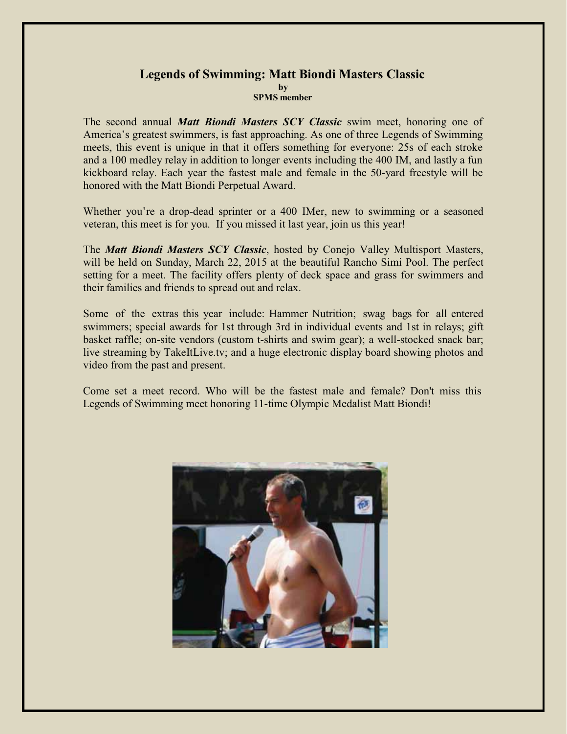# Legends of Swimming: Matt Biondi Masters Classic

**by**
**SPMS member**

The second annual ***Matt Biondi Masters SCY Classic*** swim meet, honoring one of America's greatest swimmers, is fast approaching. As one of three Legends of Swimming meets, this event is unique in that it offers something for everyone: 25s of each stroke and a 100 medley relay in addition to longer events including the 400 IM, and lastly a fun kickboard relay. Each year the fastest male and female in the 50-yard freestyle will be honored with the Matt Biondi Perpetual Award.

Whether you're a drop-dead sprinter or a 400 IMer, new to swimming or a seasoned veteran, this meet is for you. If you missed it last year, join us this year!

The ***Matt Biondi Masters SCY Classic***, hosted by Conejo Valley Multisport Masters, will be held on Sunday, March 22, 2015 at the beautiful Rancho Simi Pool. The perfect setting for a meet. The facility offers plenty of deck space and grass for swimmers and their families and friends to spread out and relax.

Some of the extras this year include: Hammer Nutrition; swag bags for all entered swimmers; special awards for 1st through 3rd in individual events and 1st in relays; gift basket raffle; on-site vendors (custom t-shirts and swim gear); a well-stocked snack bar; live streaming by TakeItLive.tv; and a huge electronic display board showing photos and video from the past and present.

Come set a meet record. Who will be the fastest male and female? Don't miss this Legends of Swimming meet honoring 11-time Olympic Medalist Matt Biondi!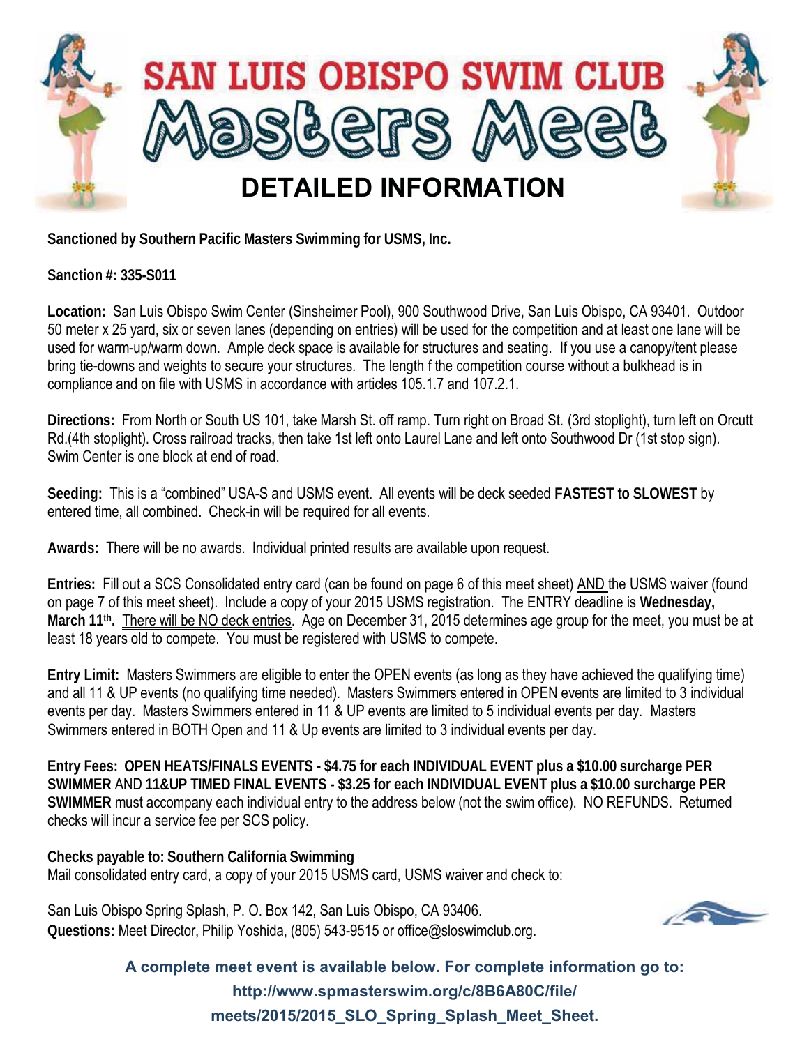# SAN LUIS OBISPO SWIM CLUB

# Masters Meet

## DETAILED INFORMATION

**Sanctioned by Southern Pacific Masters Swimming for USMS, Inc.**

**Sanction #: 335-S011**

**Location:** San Luis Obispo Swim Center (Sinsheimer Pool), 900 Southwood Drive, San Luis Obispo, CA 93401. Outdoor 50 meter x 25 yard, six or seven lanes (depending on entries) will be used for the competition and at least one lane will be used for warm-up/warm down. Ample deck space is available for structures and seating. If you use a canopy/tent please bring tie-downs and weights to secure your structures. The length f the competition course without a bulkhead is in compliance and on file with USMS in accordance with articles 105.1.7 and 107.2.1.

**Directions:** From North or South US 101, take Marsh St. off ramp. Turn right on Broad St. (3rd stoplight), turn left on Orcutt Rd.(4th stoplight). Cross railroad tracks, then take 1st left onto Laurel Lane and left onto Southwood Dr (1st stop sign). Swim Center is one block at end of road.

**Seeding:** This is a "combined" USA-S and USMS event. All events will be deck seeded **FASTEST to SLOWEST** by entered time, all combined. Check-in will be required for all events.

**Awards:** There will be no awards. Individual printed results are available upon request.

**Entries:** Fill out a SCS Consolidated entry card (can be found on page 6 of this meet sheet) AND the USMS waiver (found on page 7 of this meet sheet). Include a copy of your 2015 USMS registration. The ENTRY deadline is **Wednesday, March 11th.** There will be NO deck entries. Age on December 31, 2015 determines age group for the meet, you must be at least 18 years old to compete. You must be registered with USMS to compete.

**Entry Limit:** Masters Swimmers are eligible to enter the OPEN events (as long as they have achieved the qualifying time) and all 11 & UP events (no qualifying time needed). Masters Swimmers entered in OPEN events are limited to 3 individual events per day. Masters Swimmers entered in 11 & UP events are limited to 5 individual events per day. Masters Swimmers entered in BOTH Open and 11 & Up events are limited to 3 individual events per day.

**Entry Fees: OPEN HEATS/FINALS EVENTS - $4.75 for each INDIVIDUAL EVENT plus a $10.00 surcharge PER SWIMMER** AND **11&UP TIMED FINAL EVENTS - $3.25 for each INDIVIDUAL EVENT plus a $10.00 surcharge PER SWIMMER** must accompany each individual entry to the address below (not the swim office). NO REFUNDS. Returned checks will incur a service fee per SCS policy.

**Checks payable to: Southern California Swimming**
Mail consolidated entry card, a copy of your 2015 USMS card, USMS waiver and check to:

San Luis Obispo Spring Splash, P. O. Box 142, San Luis Obispo, CA 93406.
**Questions:** Meet Director, Philip Yoshida, (805) 543-9515 or office@sloswimclub.org.

**A complete meet event is available below. For complete information go to: http://www.spmasterswim.org/c/8B6A80C/file/meets/2015/2015_SLO_Spring_Splash_Meet_Sheet.**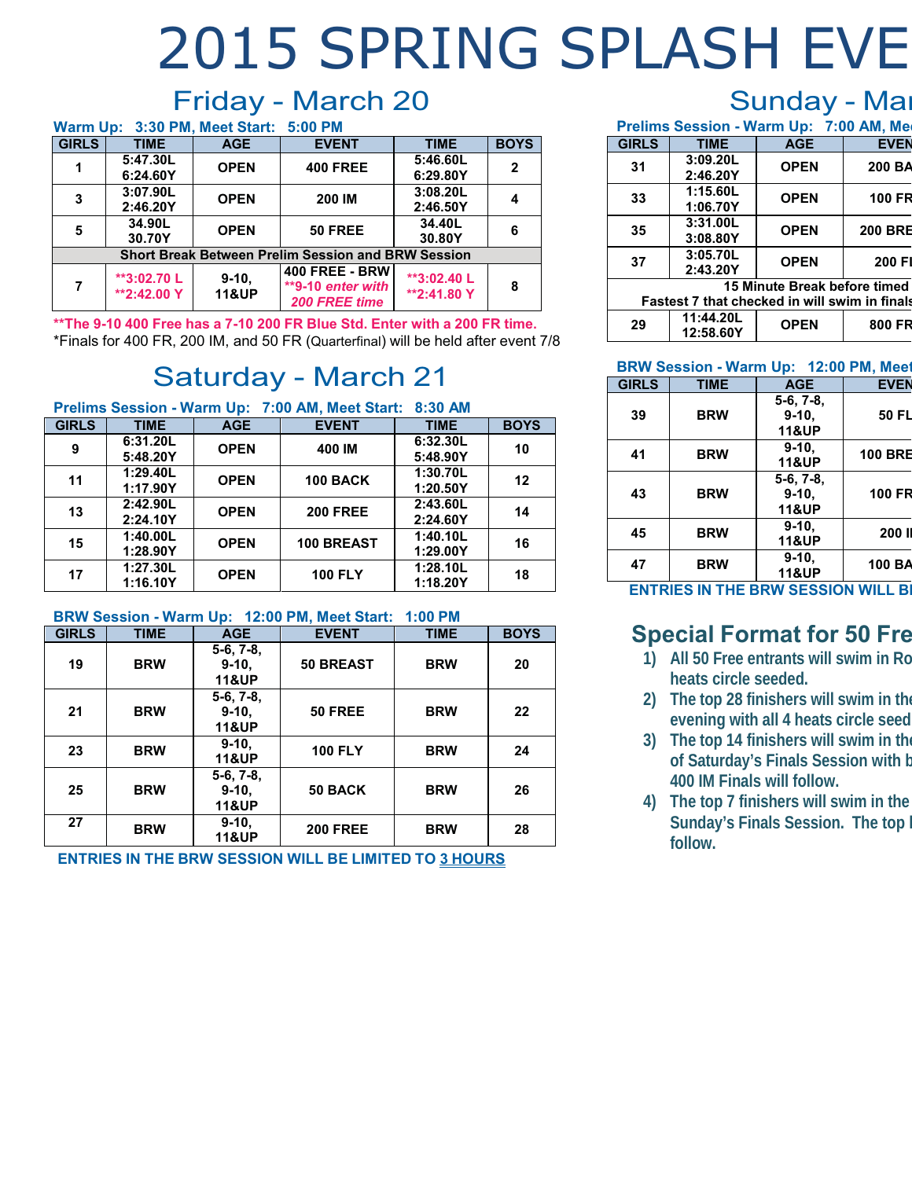# 2015 SPRING SPLASH EVE

## Friday - March 20

**Warm Up: 3:30 PM, Meet Start: 5:00 PM**

| GIRLS | TIME | AGE | EVENT | TIME | BOYS |
|---|---|---|---|---|---|
| 1 | 5:47.30L 6:24.60Y | OPEN | 400 FREE | 5:46.60L 6:29.80Y | 2 |
| 3 | 3:07.90L 2:46.20Y | OPEN | 200 IM | 3:08.20L 2:46.50Y | 4 |
| 5 | 34.90L 30.70Y | OPEN | 50 FREE | 34.40L 30.80Y | 6 |
| Short Break Between Prelim Session and BRW Session | | | | | |
| 7 | **3:02.70 L **2:42.00 Y | 9-10, 11&UP | 400 FREE - BRW **9-10 enter with 200 FREE time | **3:02.40 L **2:41.80 Y | 8 |

**The 9-10 400 Free has a 7-10 200 FR Blue Std. Enter with a 200 FR time.

*Finals for 400 FR, 200 IM, and 50 FR (Quarterfinal) will be held after event 7/8

## Saturday - March 21

**Prelims Session - Warm Up: 7:00 AM, Meet Start: 8:30 AM**

| GIRLS | TIME | AGE | EVENT | TIME | BOYS |
|---|---|---|---|---|---|
| 9 | 6:31.20L 5:48.20Y | OPEN | 400 IM | 6:32.30L 5:48.90Y | 10 |
| 11 | 1:29.40L 1:17.90Y | OPEN | 100 BACK | 1:30.70L 1:20.50Y | 12 |
| 13 | 2:42.90L 2:24.10Y | OPEN | 200 FREE | 2:43.60L 2:24.60Y | 14 |
| 15 | 1:40.00L 1:28.90Y | OPEN | 100 BREAST | 1:40.10L 1:29.00Y | 16 |
| 17 | 1:27.30L 1:16.10Y | OPEN | 100 FLY | 1:28.10L 1:18.20Y | 18 |

**BRW Session - Warm Up: 12:00 PM, Meet Start: 1:00 PM**

| GIRLS | TIME | AGE | EVENT | TIME | BOYS |
|---|---|---|---|---|---|
| 19 | BRW | 5-6, 7-8, 9-10, 11&UP | 50 BREAST | BRW | 20 |
| 21 | BRW | 5-6, 7-8, 9-10, 11&UP | 50 FREE | BRW | 22 |
| 23 | BRW | 9-10, 11&UP | 100 FLY | BRW | 24 |
| 25 | BRW | 5-6, 7-8, 9-10, 11&UP | 50 BACK | BRW | 26 |
| 27 | BRW | 9-10, 11&UP | 200 FREE | BRW | 28 |

**ENTRIES IN THE BRW SESSION WILL BE LIMITED TO 3 HOURS**

## Sunday - Mar

**Prelims Session - Warm Up: 7:00 AM, Mee**

| GIRLS | TIME | AGE | EVEN |
|---|---|---|---|
| 31 | 3:09.20L 2:46.20Y | OPEN | 200 BA |
| 33 | 1:15.60L 1:06.70Y | OPEN | 100 FR |
| 35 | 3:31.00L 3:08.80Y | OPEN | 200 BRE |
| 37 | 3:05.70L 2:43.20Y | OPEN | 200 FI |
| 15 Minute Break before timed / Fastest 7 that checked in will swim in finals | | | |
| 29 | 11:44.20L 12:58.60Y | OPEN | 800 FR |

**BRW Session - Warm Up: 12:00 PM, Meet**

| GIRLS | TIME | AGE | EVEN |
|---|---|---|---|
| 39 | BRW | 5-6, 7-8, 9-10, 11&UP | 50 FL |
| 41 | BRW | 9-10, 11&UP | 100 BRE |
| 43 | BRW | 5-6, 7-8, 9-10, 11&UP | 100 FR |
| 45 | BRW | 9-10, 11&UP | 200 II |
| 47 | BRW | 9-10, 11&UP | 100 BA |

**ENTRIES IN THE BRW SESSION WILL BI**

## Special Format for 50 Fre

1) All 50 Free entrants will swim in Ro heats circle seeded.
2) The top 28 finishers will swim in the evening with all 4 heats circle seed
3) The top 14 finishers will swim in the of Saturday's Finals Session with b 400 IM Finals will follow.
4) The top 7 finishers will swim in the Sunday's Finals Session. The top l follow.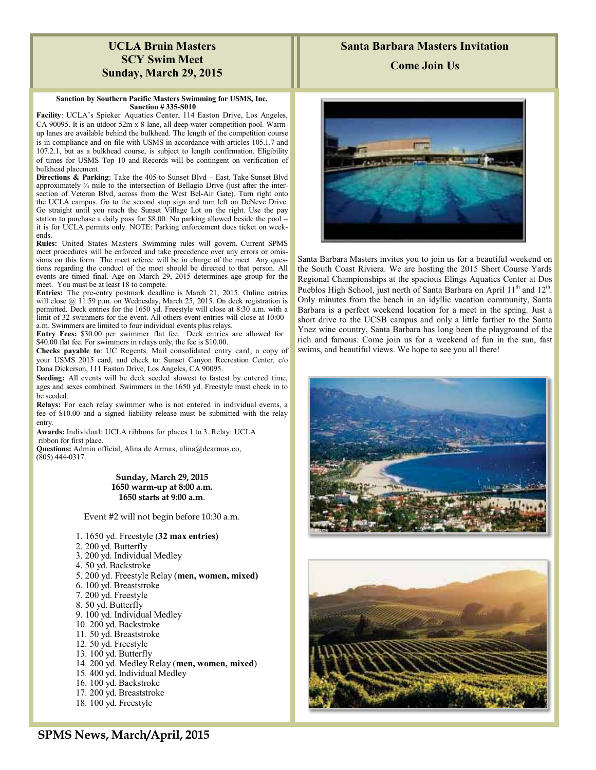## UCLA Bruin Masters
## SCY Swim Meet
## Sunday, March 29, 2015

**Sanction by Southern Pacific Masters Swimming for USMS, Inc.**
**Sanction # 335-S010**

**Facility**: UCLA's Spieker Aquatics Center, 114 Easton Drive, Los Angeles, CA 90095. It is an utdoor 52m x 8 lane, all deep water competition pool. Warm-up lanes are available behind the bulkhead. The length of the competition course is in compliance and on file with USMS in accordance with articles 105.1.7 and 107.2.1, but as a bulkhead course, is subject to length confirmation. Eligibility of times for USMS Top 10 and Records will be contingent on verification of bulkhead placement.

**Directions & Parking**: Take the 405 to Sunset Blvd – East. Take Sunset Blvd approximately ¾ mile to the intersection of Bellagio Drive (just after the intersection of Veteran Blvd, across from the West Bel-Air Gate). Turn right onto the UCLA campus. Go to the second stop sign and turn left on DeNeve Drive. Go straight until you reach the Sunset Village Lot on the right. Use the pay station to purchase a daily pass for $8.00. No parking allowed beside the pool – it is for UCLA permits only. NOTE: Parking enforcement does ticket on weekends.

**Rules:** United States Masters Swimming rules will govern. Current SPMS meet procedures will be enforced and take precedence over any errors or omissions on this form. The meet referee will be in charge of the meet. Any questions regarding the conduct of the meet should be directed to that person. All events are timed final. Age on March 29, 2015 determines age group for the meet. You must be at least 18 to compete.

**Entries:** The pre-entry postmark deadline is March 21, 2015. Online entries will close @ 11:59 p.m. on Wednesday, March 25, 2015. On deck registration is permitted. Deck entries for the 1650 yd. Freestyle will close at 8:30 a.m. with a limit of 32 swimmers for the event. All others event entries will close at 10:00 a.m. Swimmers are limited to four individual events plus relays.

**Entry Fees:** $30.00 per swimmer flat fee. Deck entries are allowed for $40.00 flat fee. For swimmers in relays only, the fee is $10.00.

**Checks payable to**: UC Regents. Mail consolidated entry card, a copy of your USMS 2015 card, and check to: Sunset Canyon Recreation Center, c/o Dana Dickerson, 111 Easton Drive, Los Angeles, CA 90095.

**Seeding:** All events will be deck seeded slowest to fastest by entered time, ages and sexes combined. Swimmers in the 1650 yd. Freestyle must check in to be seeded.

**Relays:** For each relay swimmer who is not entered in individual events, a fee of $10.00 and a signed liability release must be submitted with the relay entry.

**Awards:** Individual: UCLA ribbons for places 1 to 3. Relay: UCLA ribbon for first place.

**Questions:** Admin official, Alina de Armas, alina@dearmas.co, (805) 444-0317.

**Sunday, March 29, 2015**
**1650 warm-up at 8:00 a.m.**
**1650 starts at 9:00 a.m.**

Event #2 will not begin before 10:30 a.m.

1. 1650 yd. Freestyle (**32 max entries**)
2. 200 yd. Butterfly
3. 200 yd. Individual Medley
4. 50 yd. Backstroke
5. 200 yd. Freestyle Relay (**men, women, mixed**)
6. 100 yd. Breaststroke
7. 200 yd. Freestyle
8. 50 yd. Butterfly
9. 100 yd. Individual Medley
10. 200 yd. Backstroke
11. 50 yd. Breaststroke
12. 50 yd. Freestyle
13. 100 yd. Butterfly
14. 200 yd. Medley Relay (**men, women, mixed**)
15. 400 yd. Individual Medley
16. 100 yd. Backstroke
17. 200 yd. Breaststroke
18. 100 yd. Freestyle

## Santa Barbara Masters Invitation

## Come Join Us

Santa Barbara Masters invites you to join us for a beautiful weekend on the South Coast Riviera. We are hosting the 2015 Short Course Yards Regional Championships at the spacious Elings Aquatics Center at Dos Pueblos High School, just north of Santa Barbara on April 11th and 12th. Only minutes from the beach in an idyllic vacation community, Santa Barbara is a perfect weekend location for a meet in the spring. Just a short drive to the UCSB campus and only a little farther to the Santa Ynez wine country, Santa Barbara has long been the playground of the rich and famous. Come join us for a weekend of fun in the sun, fast swims, and beautiful views. We hope to see you all there!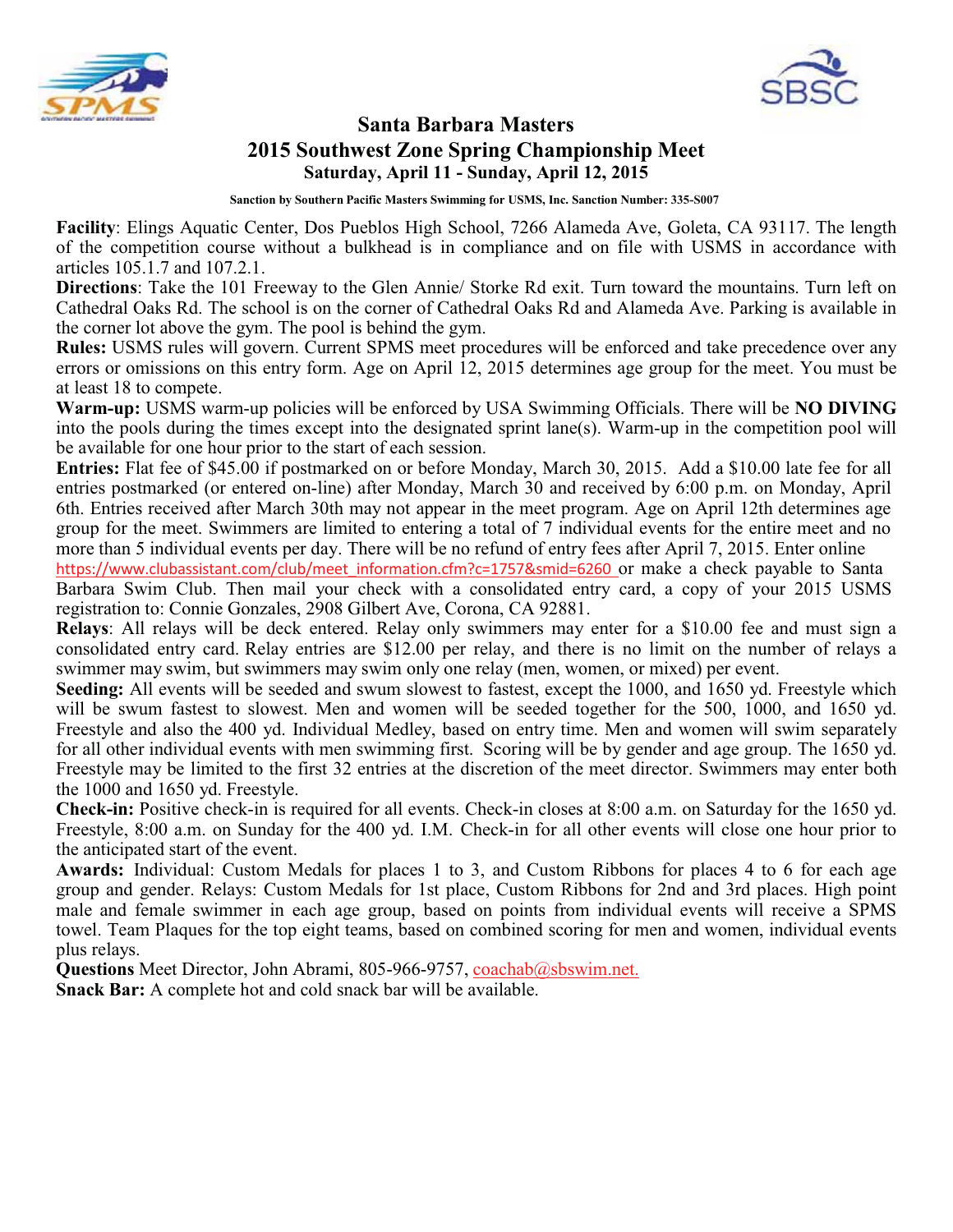# Santa Barbara Masters

## 2015 Southwest Zone Spring Championship Meet

### Saturday, April 11 - Sunday, April 12, 2015

**Sanction by Southern Pacific Masters Swimming for USMS, Inc. Sanction Number: 335-S007**

**Facility**: Elings Aquatic Center, Dos Pueblos High School, 7266 Alameda Ave, Goleta, CA 93117. The length of the competition course without a bulkhead is in compliance and on file with USMS in accordance with articles 105.1.7 and 107.2.1.

**Directions**: Take the 101 Freeway to the Glen Annie/ Storke Rd exit. Turn toward the mountains. Turn left on Cathedral Oaks Rd. The school is on the corner of Cathedral Oaks Rd and Alameda Ave. Parking is available in the corner lot above the gym. The pool is behind the gym.

**Rules:** USMS rules will govern. Current SPMS meet procedures will be enforced and take precedence over any errors or omissions on this entry form. Age on April 12, 2015 determines age group for the meet. You must be at least 18 to compete.

**Warm-up:** USMS warm-up policies will be enforced by USA Swimming Officials. There will be **NO DIVING** into the pools during the times except into the designated sprint lane(s). Warm-up in the competition pool will be available for one hour prior to the start of each session.

**Entries:** Flat fee of $45.00 if postmarked on or before Monday, March 30, 2015. Add a $10.00 late fee for all entries postmarked (or entered on-line) after Monday, March 30 and received by 6:00 p.m. on Monday, April 6th. Entries received after March 30th may not appear in the meet program. Age on April 12th determines age group for the meet. Swimmers are limited to entering a total of 7 individual events for the entire meet and no more than 5 individual events per day. There will be no refund of entry fees after April 7, 2015. Enter online https://www.clubassistant.com/club/meet_information.cfm?c=1757&smid=6260 or make a check payable to Santa Barbara Swim Club. Then mail your check with a consolidated entry card, a copy of your 2015 USMS registration to: Connie Gonzales, 2908 Gilbert Ave, Corona, CA 92881.

**Relays**: All relays will be deck entered. Relay only swimmers may enter for a $10.00 fee and must sign a consolidated entry card. Relay entries are $12.00 per relay, and there is no limit on the number of relays a swimmer may swim, but swimmers may swim only one relay (men, women, or mixed) per event.

**Seeding:** All events will be seeded and swum slowest to fastest, except the 1000, and 1650 yd. Freestyle which will be swum fastest to slowest. Men and women will be seeded together for the 500, 1000, and 1650 yd. Freestyle and also the 400 yd. Individual Medley, based on entry time. Men and women will swim separately for all other individual events with men swimming first. Scoring will be by gender and age group. The 1650 yd. Freestyle may be limited to the first 32 entries at the discretion of the meet director. Swimmers may enter both the 1000 and 1650 yd. Freestyle.

**Check-in:** Positive check-in is required for all events. Check-in closes at 8:00 a.m. on Saturday for the 1650 yd. Freestyle, 8:00 a.m. on Sunday for the 400 yd. I.M. Check-in for all other events will close one hour prior to the anticipated start of the event.

**Awards:** Individual: Custom Medals for places 1 to 3, and Custom Ribbons for places 4 to 6 for each age group and gender. Relays: Custom Medals for 1st place, Custom Ribbons for 2nd and 3rd places. High point male and female swimmer in each age group, based on points from individual events will receive a SPMS towel. Team Plaques for the top eight teams, based on combined scoring for men and women, individual events plus relays.

**Questions** Meet Director, John Abrami, 805-966-9757, coachab@sbswim.net.

**Snack Bar:** A complete hot and cold snack bar will be available.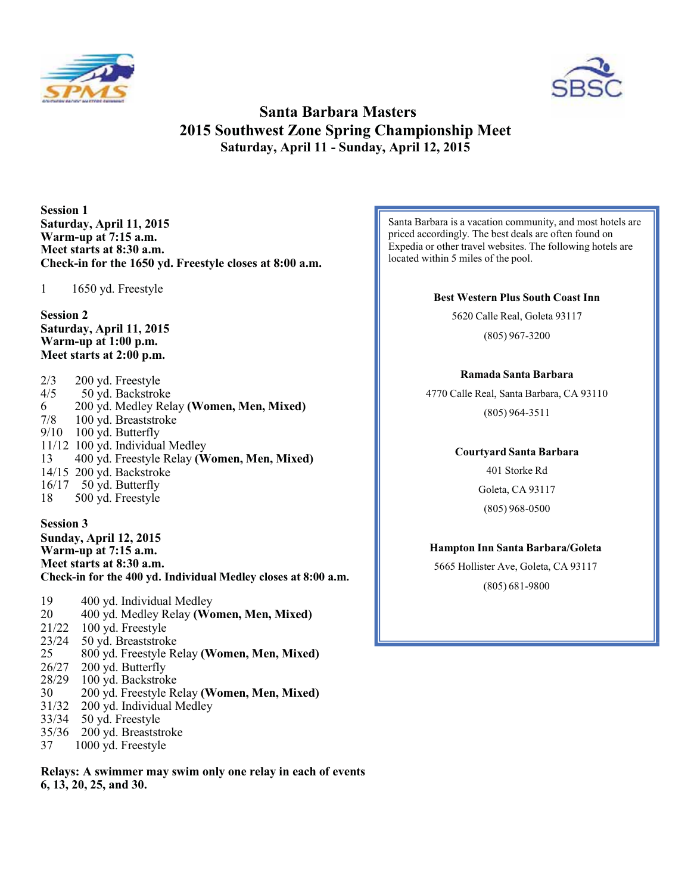# Santa Barbara Masters
## 2015 Southwest Zone Spring Championship Meet
### Saturday, April 11 - Sunday, April 12, 2015

**Session 1**
**Saturday, April 11, 2015**
**Warm-up at 7:15 a.m.**
**Meet starts at 8:30 a.m.**
**Check-in for the 1650 yd. Freestyle closes at 8:00 a.m.**

1 1650 yd. Freestyle

**Session 2**
**Saturday, April 11, 2015**
**Warm-up at 1:00 p.m.**
**Meet starts at 2:00 p.m.**

2/3 200 yd. Freestyle
4/5 50 yd. Backstroke
6 200 yd. Medley Relay **(Women, Men, Mixed)**
7/8 100 yd. Breaststroke
9/10 100 yd. Butterfly
11/12 100 yd. Individual Medley
13 400 yd. Freestyle Relay **(Women, Men, Mixed)**
14/15 200 yd. Backstroke
16/17 50 yd. Butterfly
18 500 yd. Freestyle

**Session 3**
**Sunday, April 12, 2015**
**Warm-up at 7:15 a.m.**
**Meet starts at 8:30 a.m.**
**Check-in for the 400 yd. Individual Medley closes at 8:00 a.m.**

19 400 yd. Individual Medley
20 400 yd. Medley Relay **(Women, Men, Mixed)**
21/22 100 yd. Freestyle
23/24 50 yd. Breaststroke
25 800 yd. Freestyle Relay **(Women, Men, Mixed)**
26/27 200 yd. Butterfly
28/29 100 yd. Backstroke
30 200 yd. Freestyle Relay **(Women, Men, Mixed)**
31/32 200 yd. Individual Medley
33/34 50 yd. Freestyle
35/36 200 yd. Breaststroke
37 1000 yd. Freestyle

**Relays: A swimmer may swim only one relay in each of events 6, 13, 20, 25, and 30.**

Santa Barbara is a vacation community, and most hotels are priced accordingly. The best deals are often found on Expedia or other travel websites. The following hotels are located within 5 miles of the pool.

**Best Western Plus South Coast Inn**
5620 Calle Real, Goleta 93117
(805) 967-3200

**Ramada Santa Barbara**
4770 Calle Real, Santa Barbara, CA 93110
(805) 964-3511

**Courtyard Santa Barbara**
401 Storke Rd
Goleta, CA 93117
(805) 968-0500

**Hampton Inn Santa Barbara/Goleta**
5665 Hollister Ave, Goleta, CA 93117
(805) 681-9800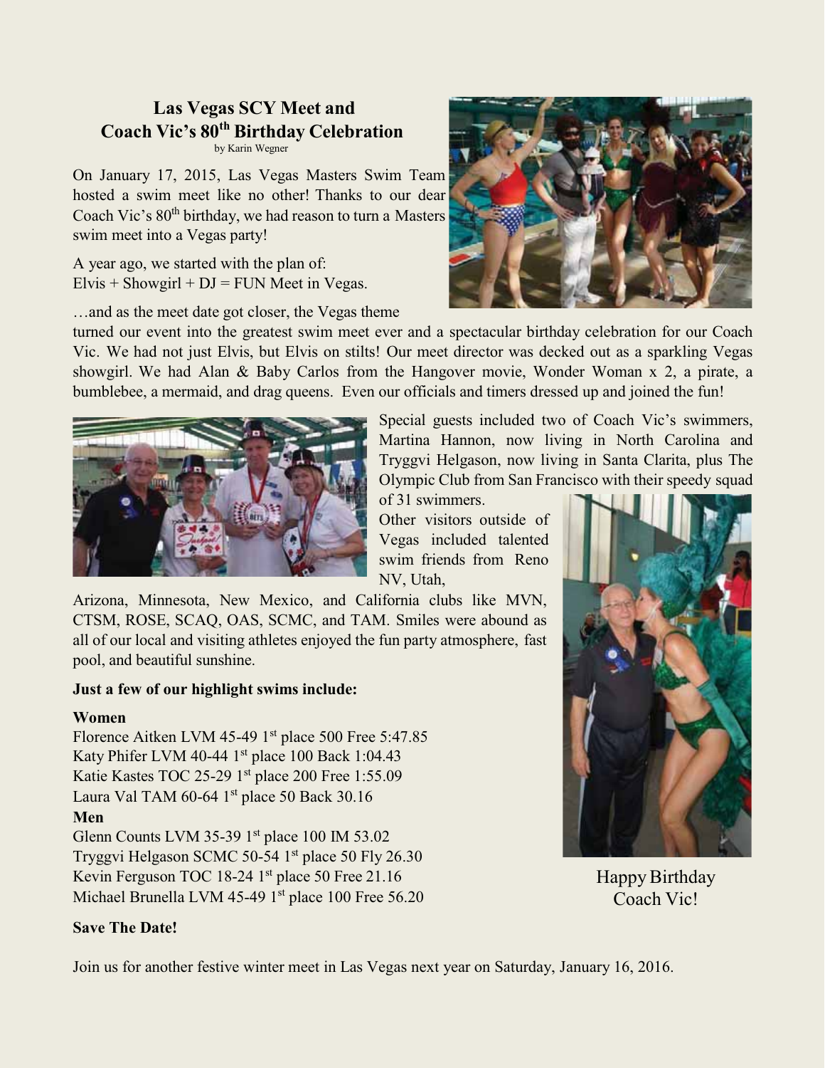## Las Vegas SCY Meet and Coach Vic's 80th Birthday Celebration

by Karin Wegner

On January 17, 2015, Las Vegas Masters Swim Team hosted a swim meet like no other! Thanks to our dear Coach Vic's 80th birthday, we had reason to turn a Masters swim meet into a Vegas party!

A year ago, we started with the plan of:
Elvis + Showgirl + DJ = FUN Meet in Vegas.

…and as the meet date got closer, the Vegas theme turned our event into the greatest swim meet ever and a spectacular birthday celebration for our Coach Vic. We had not just Elvis, but Elvis on stilts! Our meet director was decked out as a sparkling Vegas showgirl. We had Alan & Baby Carlos from the Hangover movie, Wonder Woman x 2, a pirate, a bumblebee, a mermaid, and drag queens. Even our officials and timers dressed up and joined the fun!

Special guests included two of Coach Vic's swimmers, Martina Hannon, now living in North Carolina and Tryggvi Helgason, now living in Santa Clarita, plus The Olympic Club from San Francisco with their speedy squad of 31 swimmers.

Other visitors outside of Vegas included talented swim friends from Reno NV, Utah, Arizona, Minnesota, New Mexico, and California clubs like MVN, CTSM, ROSE, SCAQ, OAS, SCMC, and TAM. Smiles were abound as all of our local and visiting athletes enjoyed the fun party atmosphere, fast pool, and beautiful sunshine.

**Just a few of our highlight swims include:**

**Women**

Florence Aitken LVM 45-49 1st place 500 Free 5:47.85
Katy Phifer LVM 40-44 1st place 100 Back 1:04.43
Katie Kastes TOC 25-29 1st place 200 Free 1:55.09
Laura Val TAM 60-64 1st place 50 Back 30.16

**Men**

Glenn Counts LVM 35-39 1st place 100 IM 53.02
Tryggvi Helgason SCMC 50-54 1st place 50 Fly 26.30
Kevin Ferguson TOC 18-24 1st place 50 Free 21.16
Michael Brunella LVM 45-49 1st place 100 Free 56.20

Happy Birthday Coach Vic!

**Save The Date!**

Join us for another festive winter meet in Las Vegas next year on Saturday, January 16, 2016.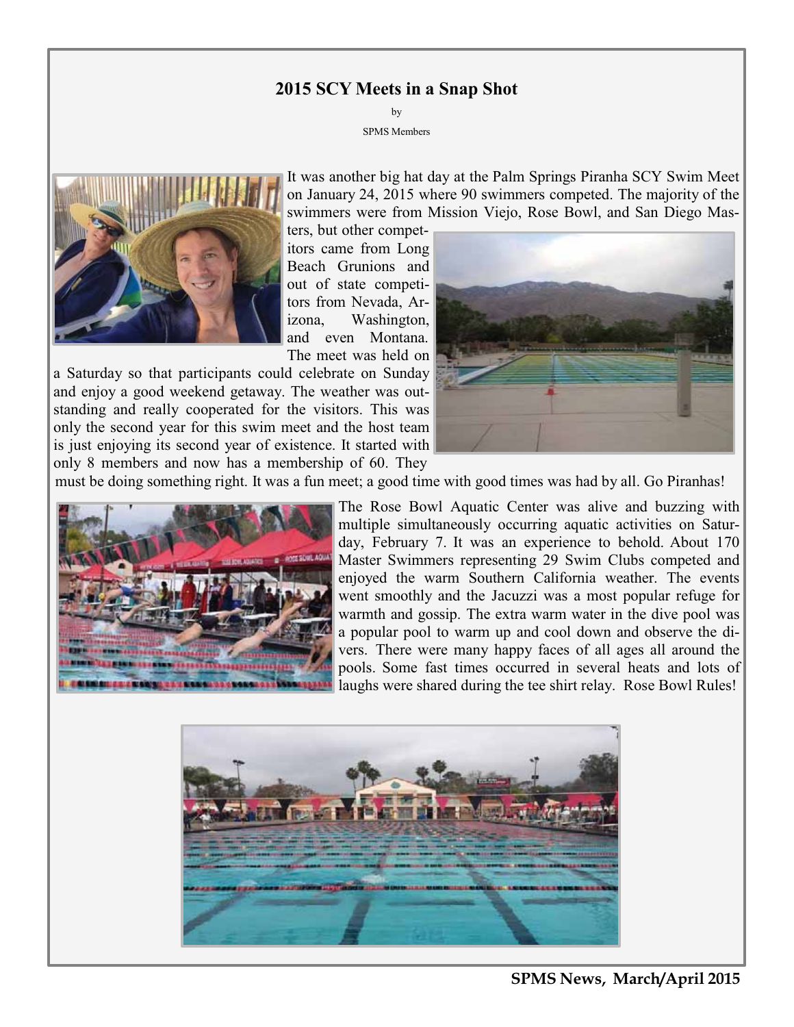## 2015 SCY Meets in a Snap Shot

by

SPMS Members

It was another big hat day at the Palm Springs Piranha SCY Swim Meet on January 24, 2015 where 90 swimmers competed. The majority of the swimmers were from Mission Viejo, Rose Bowl, and San Diego Masters, but other competitors came from Long Beach Grunions and out of state competitors from Nevada, Arizona, Washington, and even Montana. The meet was held on a Saturday so that participants could celebrate on Sunday and enjoy a good weekend getaway. The weather was outstanding and really cooperated for the visitors. This was only the second year for this swim meet and the host team is just enjoying its second year of existence. It started with only 8 members and now has a membership of 60. They must be doing something right. It was a fun meet; a good time with good times was had by all. Go Piranhas!

The Rose Bowl Aquatic Center was alive and buzzing with multiple simultaneously occurring aquatic activities on Saturday, February 7. It was an experience to behold. About 170 Master Swimmers representing 29 Swim Clubs competed and enjoyed the warm Southern California weather. The events went smoothly and the Jacuzzi was a most popular refuge for warmth and gossip. The extra warm water in the dive pool was a popular pool to warm up and cool down and observe the divers. There were many happy faces of all ages all around the pools. Some fast times occurred in several heats and lots of laughs were shared during the tee shirt relay. Rose Bowl Rules!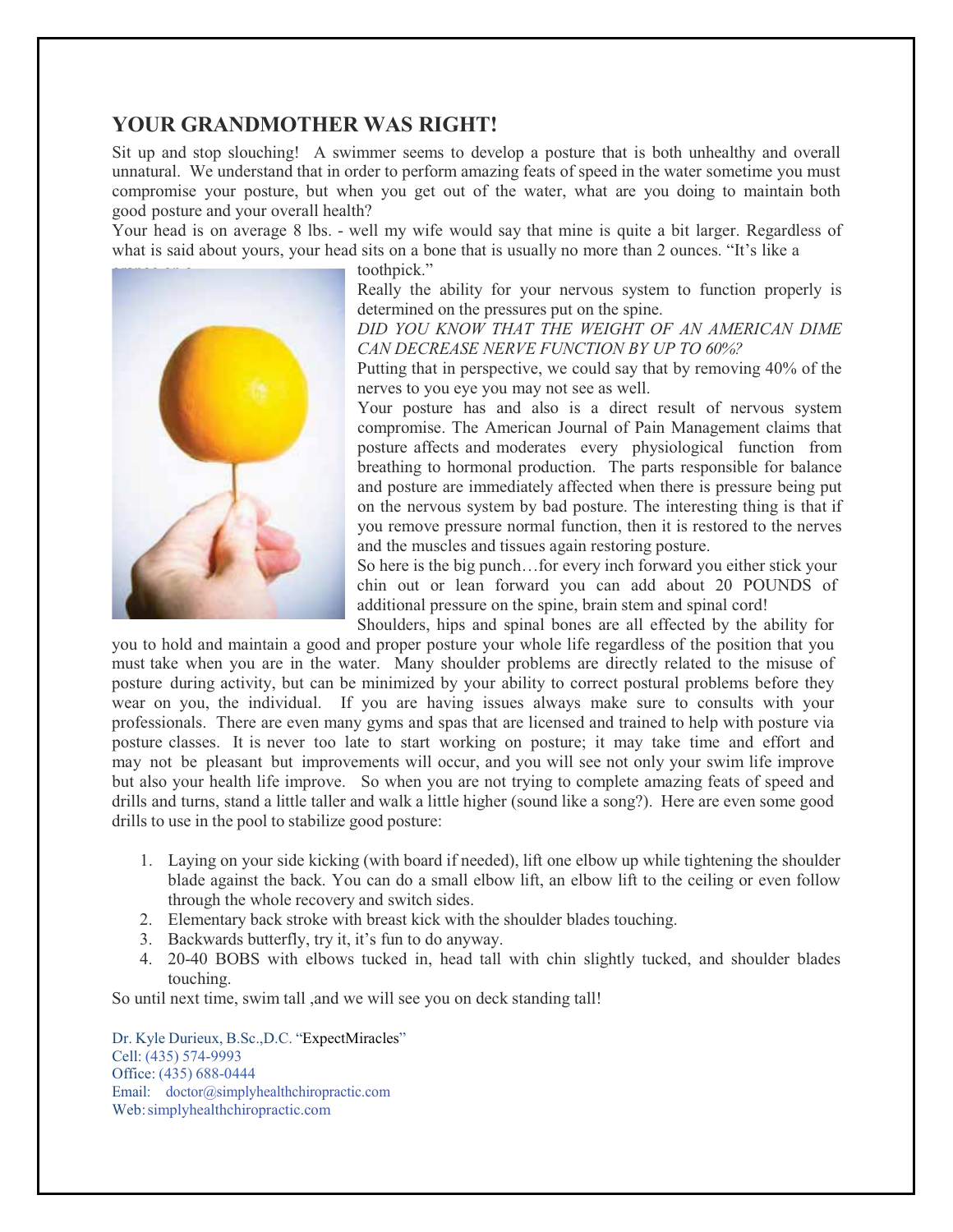## YOUR GRANDMOTHER WAS RIGHT!

Sit up and stop slouching! A swimmer seems to develop a posture that is both unhealthy and overall unnatural. We understand that in order to perform amazing feats of speed in the water sometime you must compromise your posture, but when you get out of the water, what are you doing to maintain both good posture and your overall health?

Your head is on average 8 lbs. - well my wife would say that mine is quite a bit larger. Regardless of what is said about yours, your head sits on a bone that is usually no more than 2 ounces. "It's like a toothpick."

Really the ability for your nervous system to function properly is determined on the pressures put on the spine.

*DID YOU KNOW THAT THE WEIGHT OF AN AMERICAN DIME CAN DECREASE NERVE FUNCTION BY UP TO 60%?*

Putting that in perspective, we could say that by removing 40% of the nerves to you eye you may not see as well.

Your posture has and also is a direct result of nervous system compromise. The American Journal of Pain Management claims that posture affects and moderates every physiological function from breathing to hormonal production. The parts responsible for balance and posture are immediately affected when there is pressure being put on the nervous system by bad posture. The interesting thing is that if you remove pressure normal function, then it is restored to the nerves and the muscles and tissues again restoring posture.

So here is the big punch…for every inch forward you either stick your chin out or lean forward you can add about 20 POUNDS of additional pressure on the spine, brain stem and spinal cord!

Shoulders, hips and spinal bones are all effected by the ability for you to hold and maintain a good and proper posture your whole life regardless of the position that you must take when you are in the water. Many shoulder problems are directly related to the misuse of posture during activity, but can be minimized by your ability to correct postural problems before they wear on you, the individual. If you are having issues always make sure to consults with your professionals. There are even many gyms and spas that are licensed and trained to help with posture via posture classes. It is never too late to start working on posture; it may take time and effort and may not be pleasant but improvements will occur, and you will see not only your swim life improve but also your health life improve. So when you are not trying to complete amazing feats of speed and drills and turns, stand a little taller and walk a little higher (sound like a song?). Here are even some good drills to use in the pool to stabilize good posture:

1. Laying on your side kicking (with board if needed), lift one elbow up while tightening the shoulder blade against the back. You can do a small elbow lift, an elbow lift to the ceiling or even follow through the whole recovery and switch sides.
2. Elementary back stroke with breast kick with the shoulder blades touching.
3. Backwards butterfly, try it, it's fun to do anyway.
4. 20-40 BOBS with elbows tucked in, head tall with chin slightly tucked, and shoulder blades touching.

So until next time, swim tall ,and we will see you on deck standing tall!

Dr. Kyle Durieux, B.Sc.,D.C. "ExpectMiracles"
Cell: (435) 574-9993
Office: (435) 688-0444
Email: doctor@simplyhealthchiropractic.com
Web: simplyhealthchiropractic.com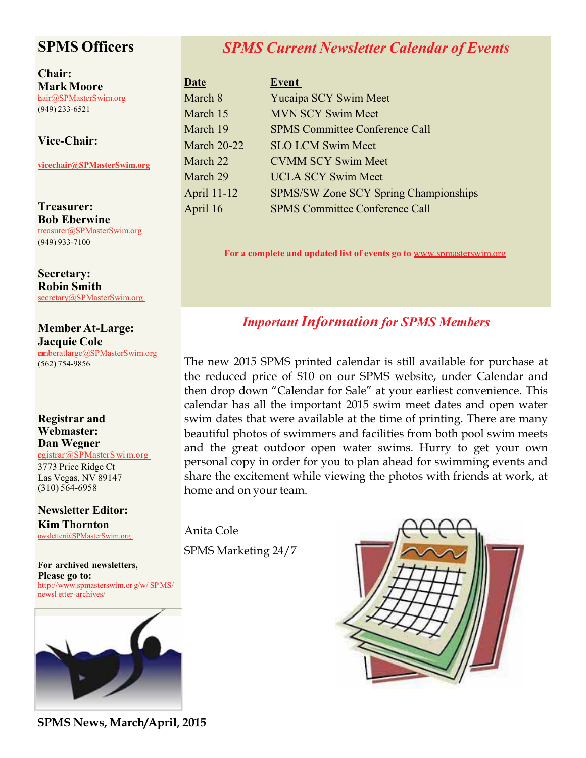## SPMS Officers

**Chair:**
**Mark Moore**
chair@SPMasterSwim.org
(949) 233-6521

**Vice-Chair:**

**vicechair@SPMasterSwim.org**

**Treasurer:**
**Bob Eberwine**
treasurer@SPMasterSwim.org
(949) 933-7100

**Secretary:**
**Robin Smith**
secretary@SPMasterSwim.org

**Member At-Large:**
**Jacquie Cole**
memberatlarge@SPMasterSwim.org
(562) 754-9856

**Registrar and Webmaster:**
**Dan Wegner**
registrar@SPMasterSwim.org
3773 Price Ridge Ct
Las Vegas, NV 89147
(310) 564-6958

**Newsletter Editor:**
**Kim Thornton**
newsletter@SPMasterSwim.org

**For archived newsletters, Please go to:**
http://www.spmasterswim.org/w/SPMS/newsletter-archives/

## *SPMS Current Newsletter Calendar of Events*

| Date | Event |
|---|---|
| March 8 | Yucaipa SCY Swim Meet |
| March 15 | MVN SCY Swim Meet |
| March 19 | SPMS Committee Conference Call |
| March 20-22 | SLO LCM Swim Meet |
| March 22 | CVMM SCY Swim Meet |
| March 29 | UCLA SCY Swim Meet |
| April 11-12 | SPMS/SW Zone SCY Spring Championships |
| April 16 | SPMS Committee Conference Call |

**For a complete and updated list of events go to www.spmasterswim.org**

## *Important Information for SPMS Members*

The new 2015 SPMS printed calendar is still available for purchase at the reduced price of $10 on our SPMS website, under Calendar and then drop down "Calendar for Sale" at your earliest convenience. This calendar has all the important 2015 swim meet dates and open water swim dates that were available at the time of printing. There are many beautiful photos of swimmers and facilities from both pool swim meets and the great outdoor open water swims. Hurry to get your own personal copy in order for you to plan ahead for swimming events and share the excitement while viewing the photos with friends at work, at home and on your team.

Anita Cole

SPMS Marketing 24/7